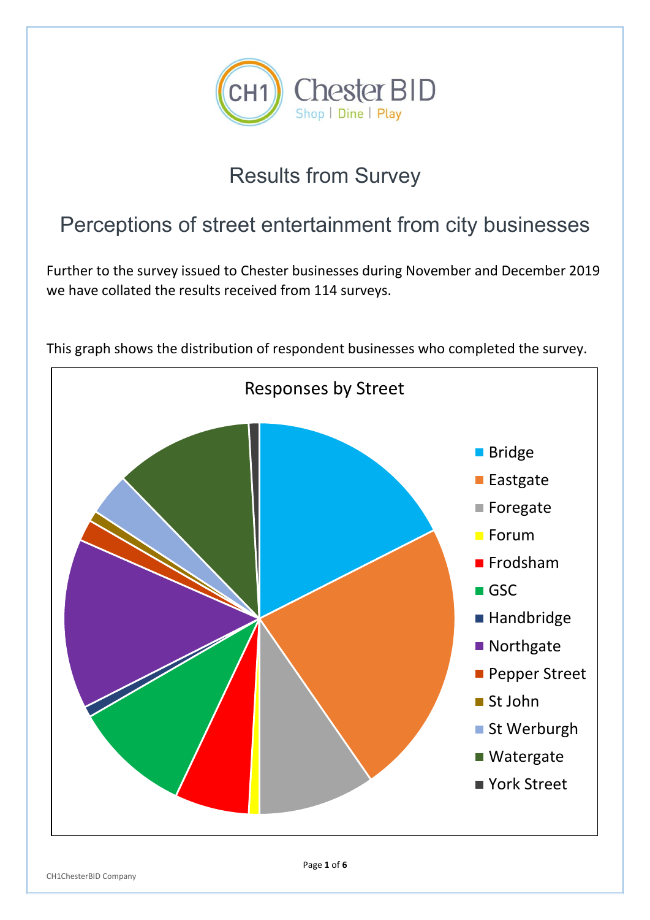CH1 Chester BID

Shop | Dine | Play

# Results from Survey

## Perceptions of street entertainment from city businesses

Further to the survey issued to Chester businesses during November and December 2019 we have collated the results received from 114 surveys.

This graph shows the distribution of respondent businesses who completed the survey.

Responses by Street

- Bridge
- Eastgate
- Foregate
- Forum
- Frodsham
- GSC
- Handbridge
- Northgate
- Pepper Street
- St John
- St Werburgh
- Watergate
- York Street

CH1ChesterBID Company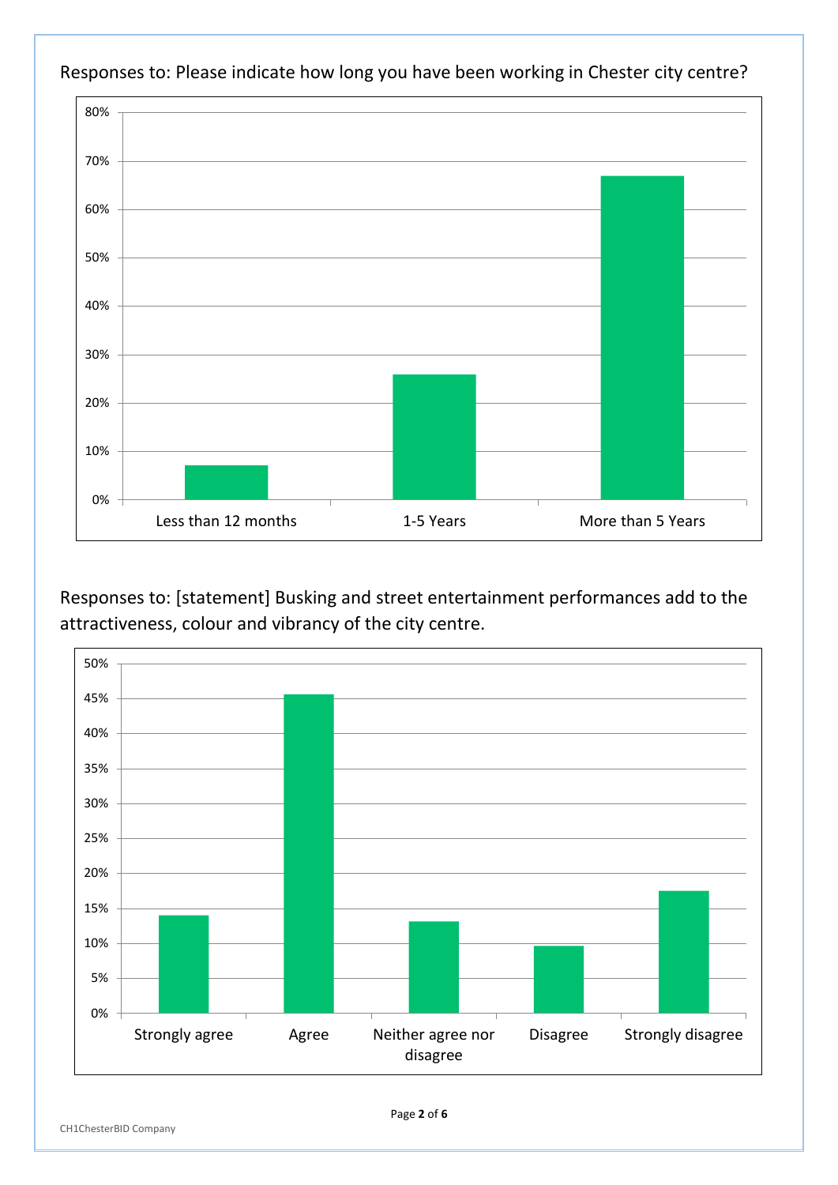Responses to: Please indicate how long you have been working in Chester city centre?

| Response | Percentage |
|---|---|
| Less than 12 months | 7% |
| 1-5 Years | 26% |
| More than 5 Years | 67% |

Responses to: [statement] Busking and street entertainment performances add to the attractiveness, colour and vibrancy of the city centre.

| Response | Percentage |
|---|---|
| Strongly agree | 14% |
| Agree | 45.5% |
| Neither agree nor disagree | 13% |
| Disagree | 9.5% |
| Strongly disagree | 17.5% |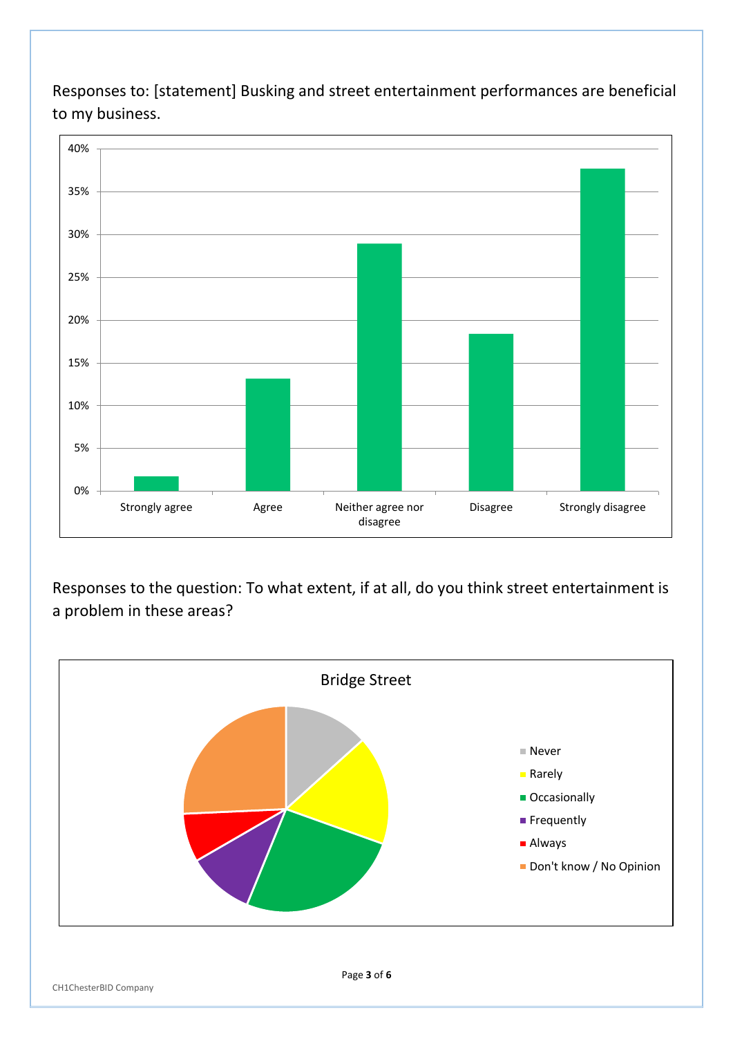Responses to: [statement] Busking and street entertainment performances are beneficial to my business.

Responses to the question: To what extent, if at all, do you think street entertainment is a problem in these areas?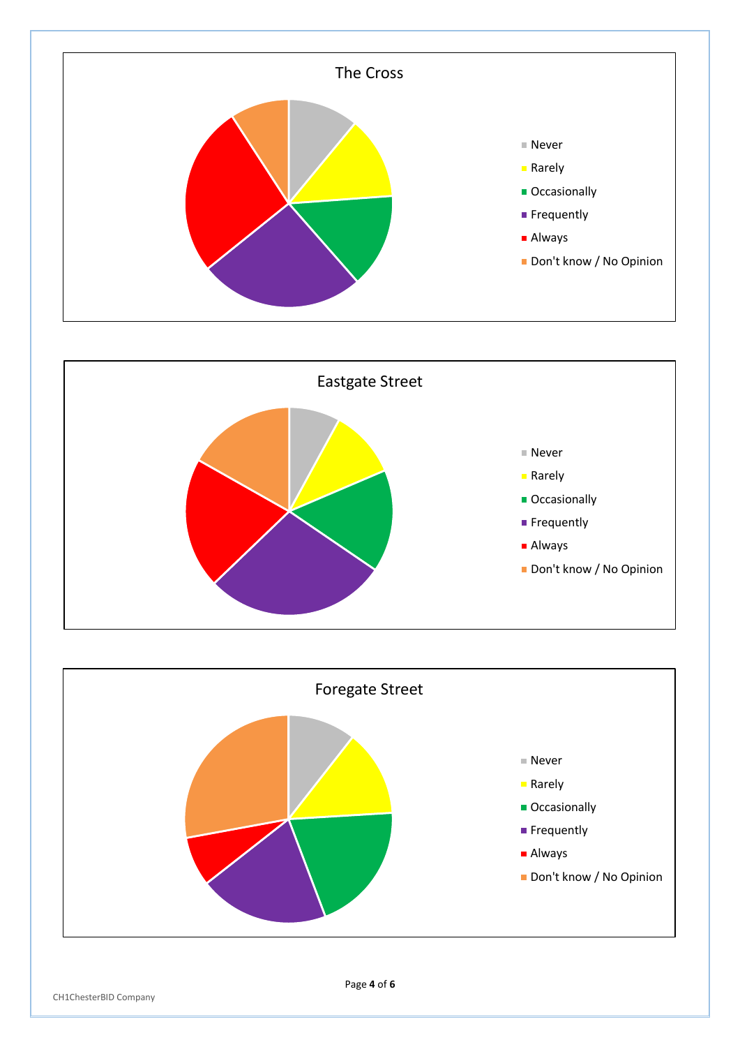The Cross

- Never
- Rarely
- Occasionally
- Frequently
- Always
- Don't know / No Opinion

Eastgate Street

- Never
- Rarely
- Occasionally
- Frequently
- Always
- Don't know / No Opinion

Foregate Street

- Never
- Rarely
- Occasionally
- Frequently
- Always
- Don't know / No Opinion

CH1ChesterBID Company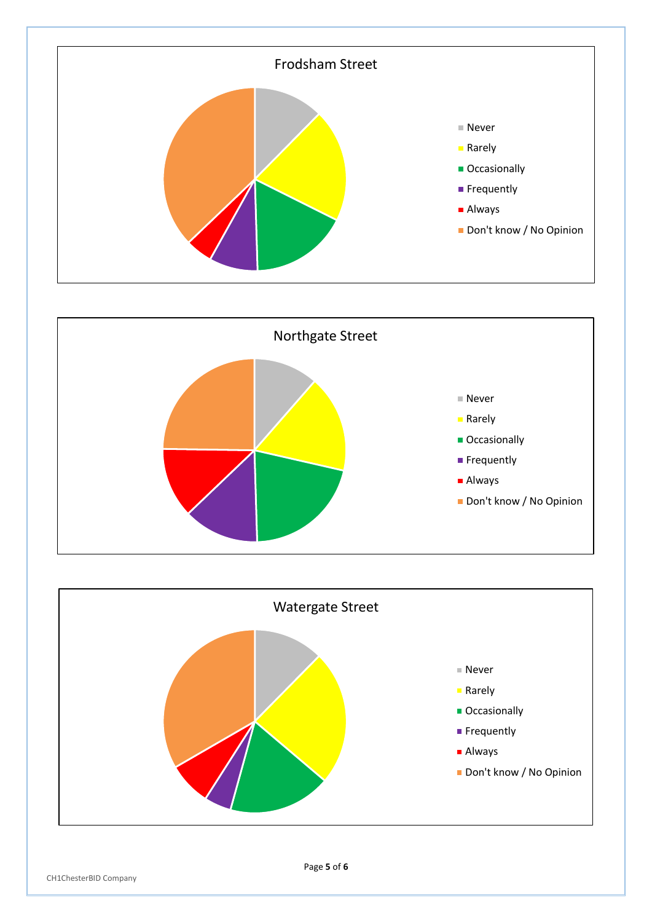Frodsham Street

- Never
- Rarely
- Occasionally
- Frequently
- Always
- Don't know / No Opinion

Northgate Street

- Never
- Rarely
- Occasionally
- Frequently
- Always
- Don't know / No Opinion

Watergate Street

- Never
- Rarely
- Occasionally
- Frequently
- Always
- Don't know / No Opinion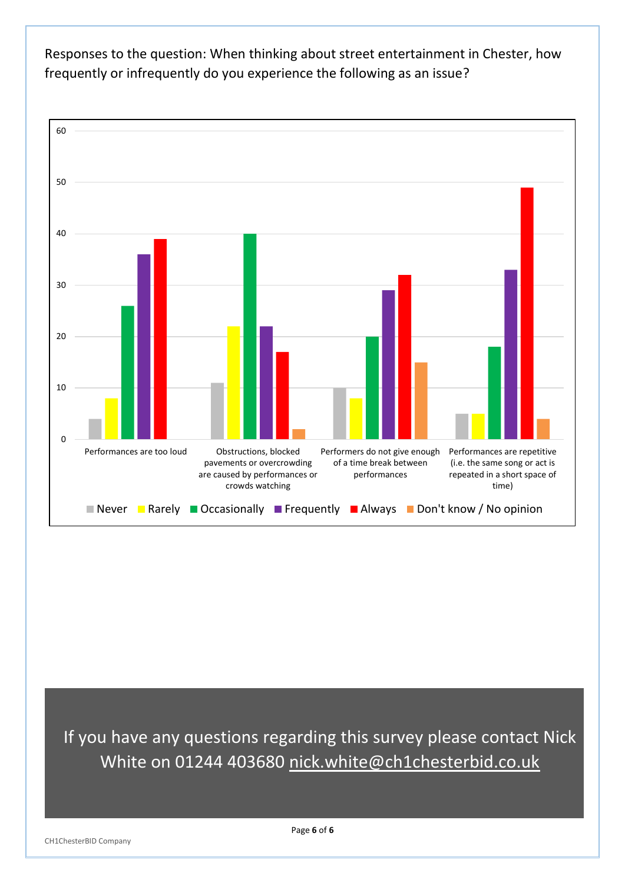Responses to the question: When thinking about street entertainment in Chester, how frequently or infrequently do you experience the following as an issue?

60
50
40
30
20
10
0

Performances are too loud

Obstructions, blocked pavements or overcrowding are caused by performances or crowds watching

Performers do not give enough of a time break between performances

Performances are repetitive (i.e. the same song or act is repeated in a short space of time)

Never Rarely Occasionally Frequently Always Don't know / No opinion

If you have any questions regarding this survey please contact Nick White on 01244 403680 nick.white@ch1chesterbid.co.uk

CH1ChesterBID Company